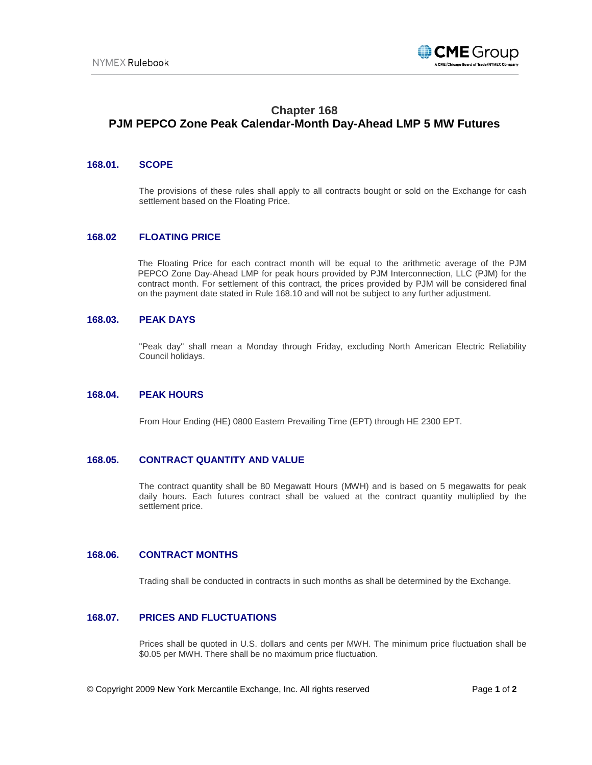# Chapter 168
# PJM PEPCO Zone Peak Calendar-Month Day-Ahead LMP 5 MW Futures

## 168.01. SCOPE

The provisions of these rules shall apply to all contracts bought or sold on the Exchange for cash settlement based on the Floating Price.

## 168.02 FLOATING PRICE

The Floating Price for each contract month will be equal to the arithmetic average of the PJM PEPCO Zone Day-Ahead LMP for peak hours provided by PJM Interconnection, LLC (PJM) for the contract month. For settlement of this contract, the prices provided by PJM will be considered final on the payment date stated in Rule 168.10 and will not be subject to any further adjustment.

## 168.03. PEAK DAYS

"Peak day" shall mean a Monday through Friday, excluding North American Electric Reliability Council holidays.

## 168.04. PEAK HOURS

From Hour Ending (HE) 0800 Eastern Prevailing Time (EPT) through HE 2300 EPT.

## 168.05. CONTRACT QUANTITY AND VALUE

The contract quantity shall be 80 Megawatt Hours (MWH) and is based on 5 megawatts for peak daily hours. Each futures contract shall be valued at the contract quantity multiplied by the settlement price.

## 168.06. CONTRACT MONTHS

Trading shall be conducted in contracts in such months as shall be determined by the Exchange.

## 168.07. PRICES AND FLUCTUATIONS

Prices shall be quoted in U.S. dollars and cents per MWH. The minimum price fluctuation shall be $0.05 per MWH. There shall be no maximum price fluctuation.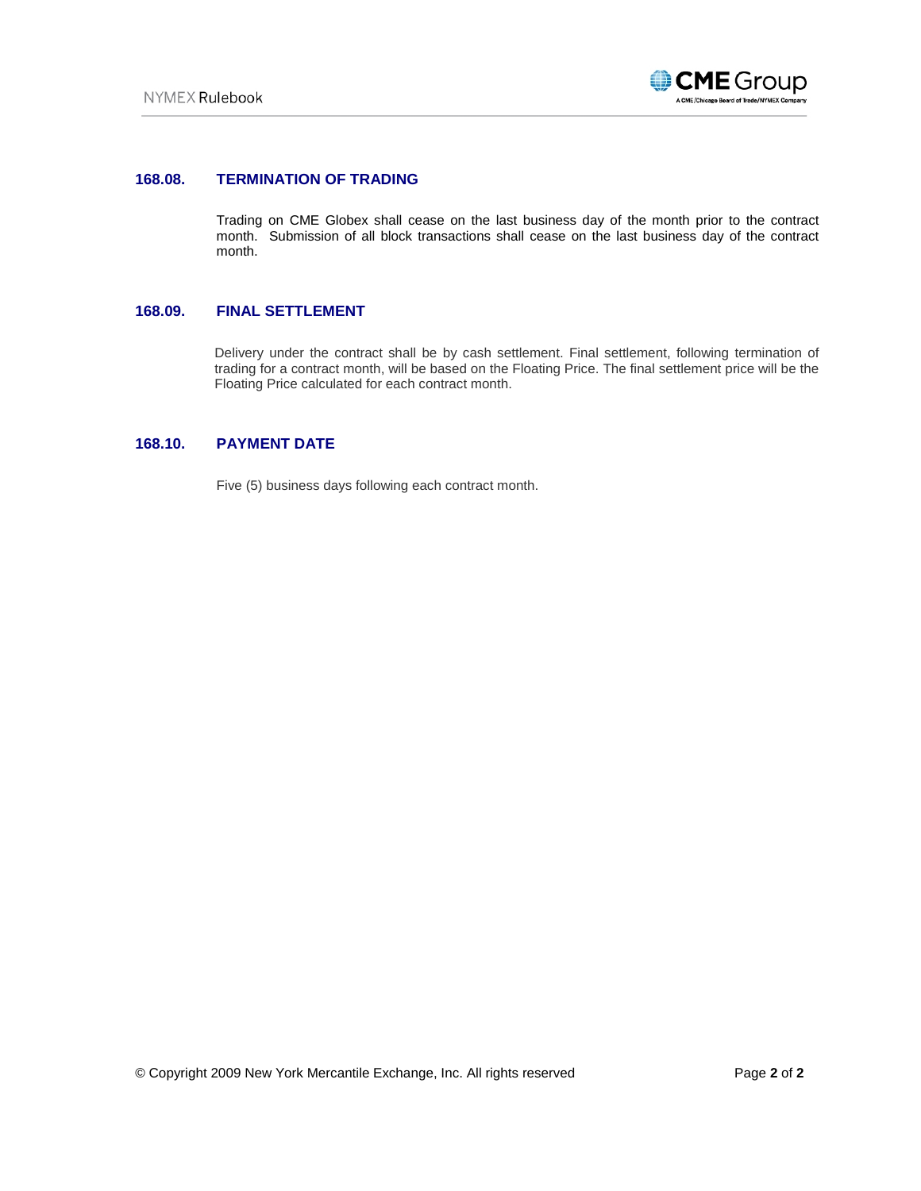### 168.08. TERMINATION OF TRADING

Trading on CME Globex shall cease on the last business day of the month prior to the contract month. Submission of all block transactions shall cease on the last business day of the contract month.

### 168.09. FINAL SETTLEMENT

Delivery under the contract shall be by cash settlement. Final settlement, following termination of trading for a contract month, will be based on the Floating Price. The final settlement price will be the Floating Price calculated for each contract month.

### 168.10. PAYMENT DATE

Five (5) business days following each contract month.